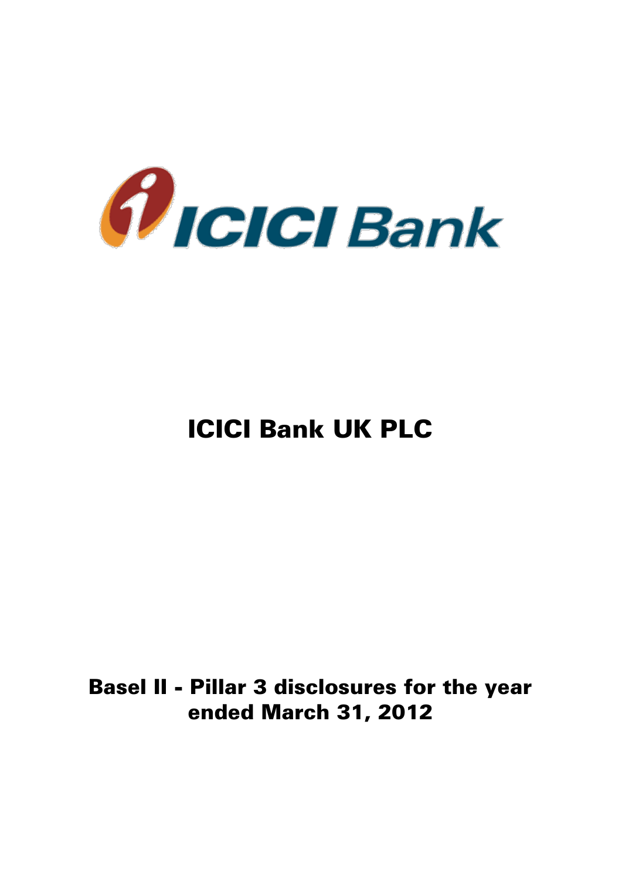ICICI Bank

# ICICI Bank UK PLC

## Basel II - Pillar 3 disclosures for the year ended March 31, 2012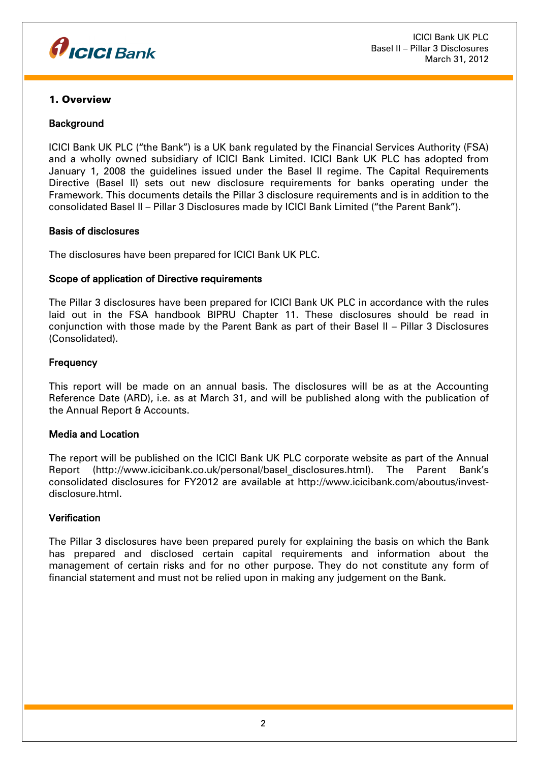## 1. Overview

### Background

ICICI Bank UK PLC ("the Bank") is a UK bank regulated by the Financial Services Authority (FSA) and a wholly owned subsidiary of ICICI Bank Limited. ICICI Bank UK PLC has adopted from January 1, 2008 the guidelines issued under the Basel II regime. The Capital Requirements Directive (Basel II) sets out new disclosure requirements for banks operating under the Framework. This documents details the Pillar 3 disclosure requirements and is in addition to the consolidated Basel II – Pillar 3 Disclosures made by ICICI Bank Limited ("the Parent Bank").

### Basis of disclosures

The disclosures have been prepared for ICICI Bank UK PLC.

### Scope of application of Directive requirements

The Pillar 3 disclosures have been prepared for ICICI Bank UK PLC in accordance with the rules laid out in the FSA handbook BIPRU Chapter 11. These disclosures should be read in conjunction with those made by the Parent Bank as part of their Basel II – Pillar 3 Disclosures (Consolidated).

### Frequency

This report will be made on an annual basis. The disclosures will be as at the Accounting Reference Date (ARD), i.e. as at March 31, and will be published along with the publication of the Annual Report & Accounts.

### Media and Location

The report will be published on the ICICI Bank UK PLC corporate website as part of the Annual Report (http://www.icicibank.co.uk/personal/basel_disclosures.html). The Parent Bank's consolidated disclosures for FY2012 are available at http://www.icicibank.com/aboutus/invest-disclosure.html.

### Verification

The Pillar 3 disclosures have been prepared purely for explaining the basis on which the Bank has prepared and disclosed certain capital requirements and information about the management of certain risks and for no other purpose. They do not constitute any form of financial statement and must not be relied upon in making any judgement on the Bank.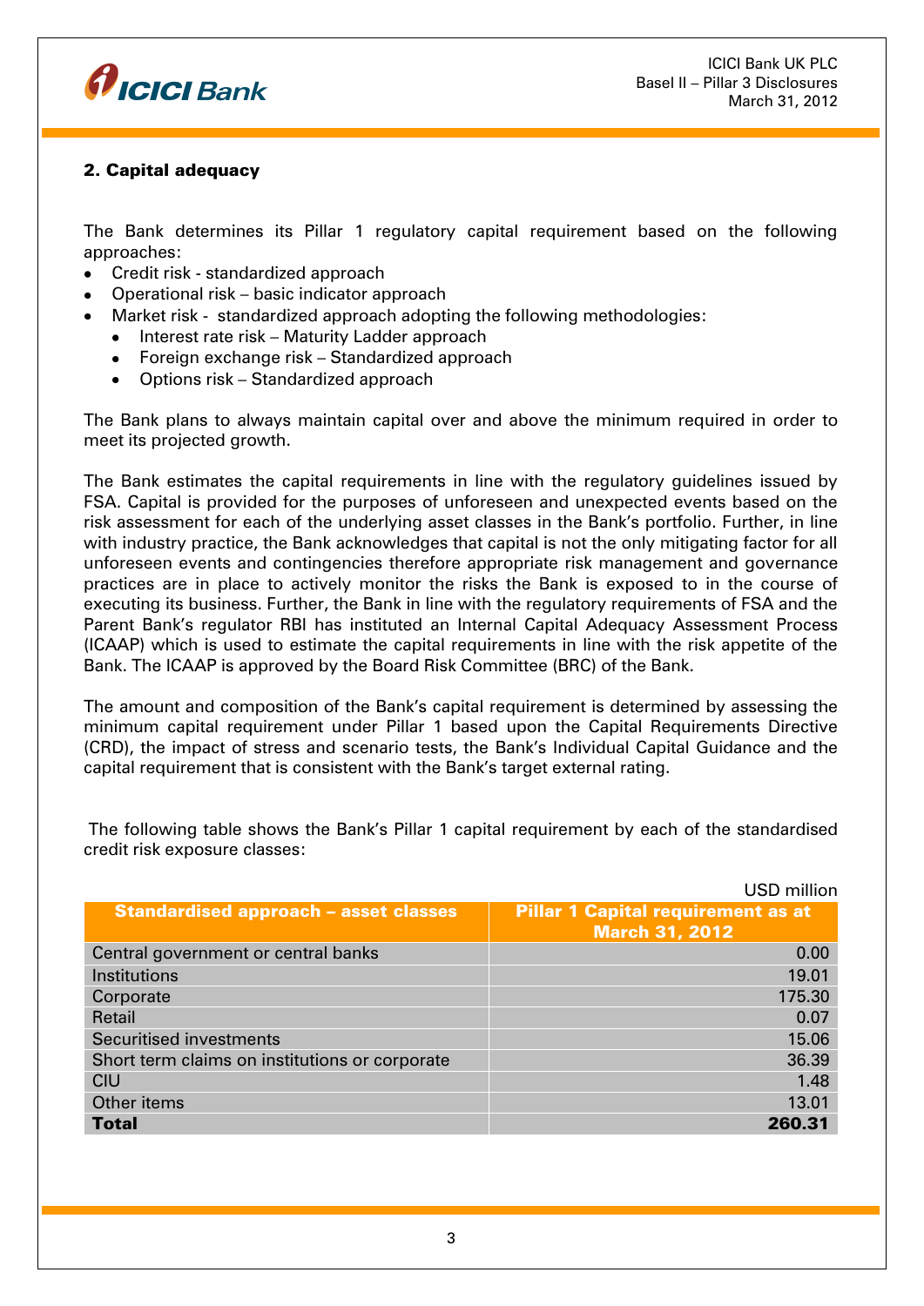## 2. Capital adequacy

The Bank determines its Pillar 1 regulatory capital requirement based on the following approaches:

- Credit risk - standardized approach
- Operational risk – basic indicator approach
- Market risk - standardized approach adopting the following methodologies:
  - Interest rate risk – Maturity Ladder approach
  - Foreign exchange risk – Standardized approach
  - Options risk – Standardized approach

The Bank plans to always maintain capital over and above the minimum required in order to meet its projected growth.

The Bank estimates the capital requirements in line with the regulatory guidelines issued by FSA. Capital is provided for the purposes of unforeseen and unexpected events based on the risk assessment for each of the underlying asset classes in the Bank's portfolio. Further, in line with industry practice, the Bank acknowledges that capital is not the only mitigating factor for all unforeseen events and contingencies therefore appropriate risk management and governance practices are in place to actively monitor the risks the Bank is exposed to in the course of executing its business. Further, the Bank in line with the regulatory requirements of FSA and the Parent Bank's regulator RBI has instituted an Internal Capital Adequacy Assessment Process (ICAAP) which is used to estimate the capital requirements in line with the risk appetite of the Bank. The ICAAP is approved by the Board Risk Committee (BRC) of the Bank.

The amount and composition of the Bank's capital requirement is determined by assessing the minimum capital requirement under Pillar 1 based upon the Capital Requirements Directive (CRD), the impact of stress and scenario tests, the Bank's Individual Capital Guidance and the capital requirement that is consistent with the Bank's target external rating.

The following table shows the Bank's Pillar 1 capital requirement by each of the standardised credit risk exposure classes:

USD million

| Standardised approach – asset classes | Pillar 1 Capital requirement as at March 31, 2012 |
|---|---|
| Central government or central banks | 0.00 |
| Institutions | 19.01 |
| Corporate | 175.30 |
| Retail | 0.07 |
| Securitised investments | 15.06 |
| Short term claims on institutions or corporate | 36.39 |
| CIU | 1.48 |
| Other items | 13.01 |
| **Total** | **260.31** |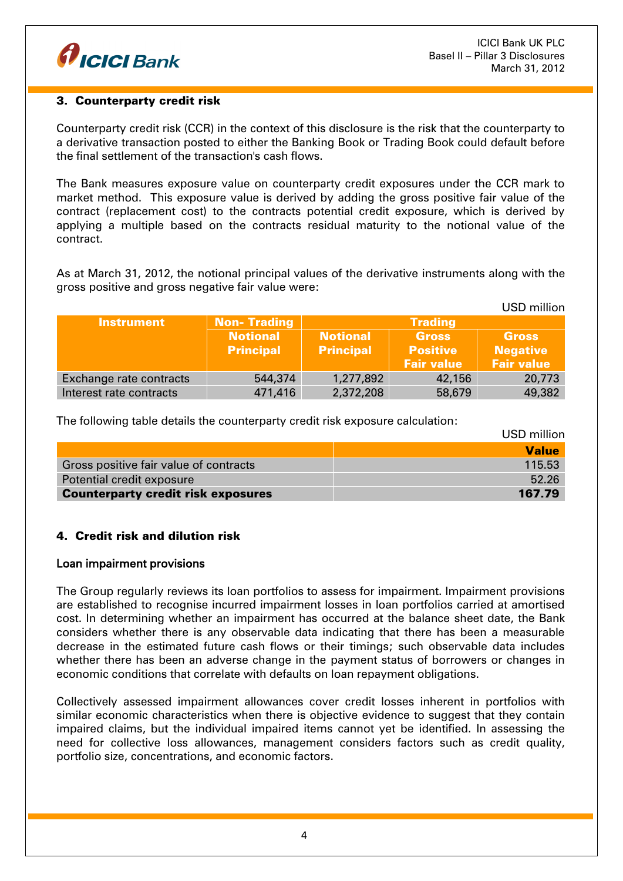## 3. Counterparty credit risk

Counterparty credit risk (CCR) in the context of this disclosure is the risk that the counterparty to a derivative transaction posted to either the Banking Book or Trading Book could default before the final settlement of the transaction's cash flows.

The Bank measures exposure value on counterparty credit exposures under the CCR mark to market method. This exposure value is derived by adding the gross positive fair value of the contract (replacement cost) to the contracts potential credit exposure, which is derived by applying a multiple based on the contracts residual maturity to the notional value of the contract.

As at March 31, 2012, the notional principal values of the derivative instruments along with the gross positive and gross negative fair value were:

USD million

| Instrument | Non- Trading | Trading | | |
|---|---|---|---|---|
| | Notional Principal | Notional Principal | Gross Positive Fair value | Gross Negative Fair value |
| Exchange rate contracts | 544,374 | 1,277,892 | 42,156 | 20,773 |
| Interest rate contracts | 471,416 | 2,372,208 | 58,679 | 49,382 |

The following table details the counterparty credit risk exposure calculation:

USD million

| | Value |
|---|---|
| Gross positive fair value of contracts | 115.53 |
| Potential credit exposure | 52.26 |
| **Counterparty credit risk exposures** | **167.79** |

## 4. Credit risk and dilution risk

### Loan impairment provisions

The Group regularly reviews its loan portfolios to assess for impairment. Impairment provisions are established to recognise incurred impairment losses in loan portfolios carried at amortised cost. In determining whether an impairment has occurred at the balance sheet date, the Bank considers whether there is any observable data indicating that there has been a measurable decrease in the estimated future cash flows or their timings; such observable data includes whether there has been an adverse change in the payment status of borrowers or changes in economic conditions that correlate with defaults on loan repayment obligations.

Collectively assessed impairment allowances cover credit losses inherent in portfolios with similar economic characteristics when there is objective evidence to suggest that they contain impaired claims, but the individual impaired items cannot yet be identified. In assessing the need for collective loss allowances, management considers factors such as credit quality, portfolio size, concentrations, and economic factors.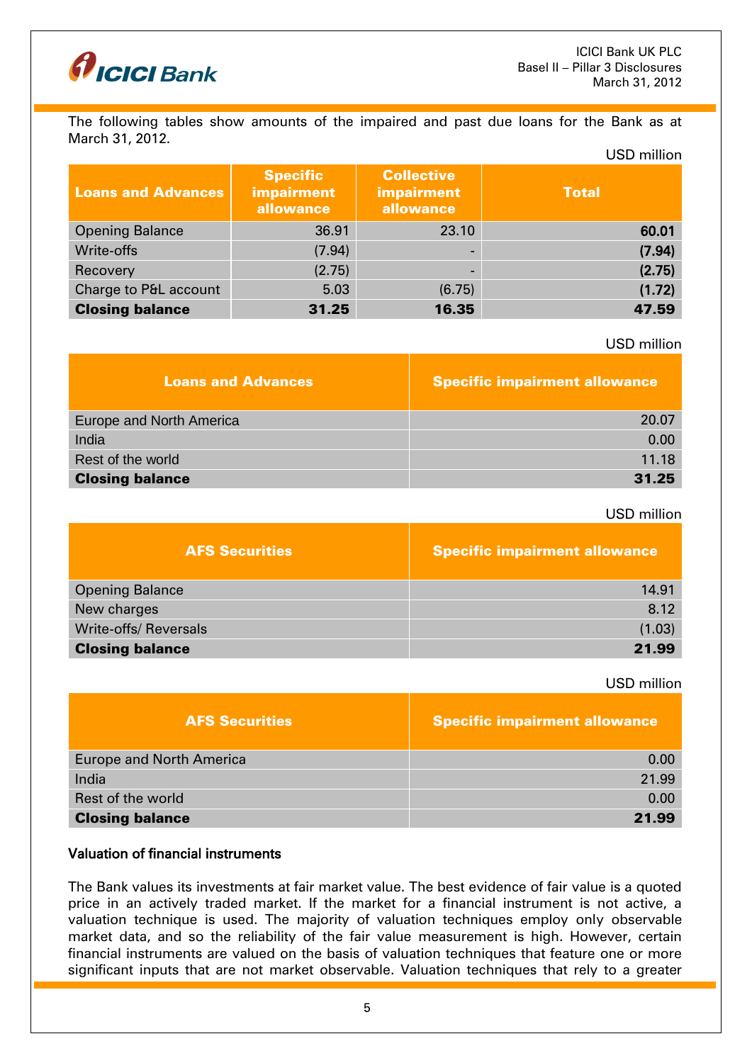The following tables show amounts of the impaired and past due loans for the Bank as at March 31, 2012.

USD million

| Loans and Advances | Specific impairment allowance | Collective impairment allowance | Total |
|---|---|---|---|
| Opening Balance | 36.91 | 23.10 | **60.01** |
| Write-offs | (7.94) | - | **(7.94)** |
| Recovery | (2.75) | - | **(2.75)** |
| Charge to P&L account | 5.03 | (6.75) | **(1.72)** |
| **Closing balance** | **31.25** | **16.35** | **47.59** |

USD million

| Loans and Advances | Specific impairment allowance |
|---|---|
| Europe and North America | 20.07 |
| India | 0.00 |
| Rest of the world | 11.18 |
| **Closing balance** | **31.25** |

USD million

| AFS Securities | Specific impairment allowance |
|---|---|
| Opening Balance | 14.91 |
| New charges | 8.12 |
| Write-offs/ Reversals | (1.03) |
| **Closing balance** | **21.99** |

USD million

| AFS Securities | Specific impairment allowance |
|---|---|
| Europe and North America | 0.00 |
| India | 21.99 |
| Rest of the world | 0.00 |
| **Closing balance** | **21.99** |

### Valuation of financial instruments

The Bank values its investments at fair market value. The best evidence of fair value is a quoted price in an actively traded market. If the market for a financial instrument is not active, a valuation technique is used. The majority of valuation techniques employ only observable market data, and so the reliability of the fair value measurement is high. However, certain financial instruments are valued on the basis of valuation techniques that feature one or more significant inputs that are not market observable. Valuation techniques that rely to a greater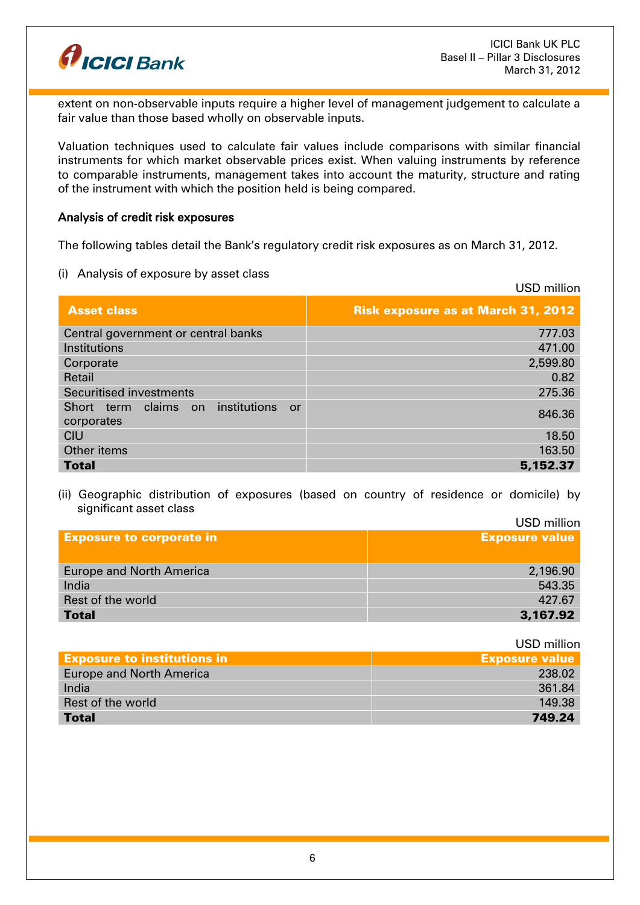extent on non-observable inputs require a higher level of management judgement to calculate a fair value than those based wholly on observable inputs.

Valuation techniques used to calculate fair values include comparisons with similar financial instruments for which market observable prices exist. When valuing instruments by reference to comparable instruments, management takes into account the maturity, structure and rating of the instrument with which the position held is being compared.

### Analysis of credit risk exposures

The following tables detail the Bank's regulatory credit risk exposures as on March 31, 2012.

(i) Analysis of exposure by asset class

USD million

| Asset class | Risk exposure as at March 31, 2012 |
|---|---:|
| Central government or central banks | 777.03 |
| Institutions | 471.00 |
| Corporate | 2,599.80 |
| Retail | 0.82 |
| Securitised investments | 275.36 |
| Short term claims on institutions or corporates | 846.36 |
| CIU | 18.50 |
| Other items | 163.50 |
| **Total** | **5,152.37** |

(ii) Geographic distribution of exposures (based on country of residence or domicile) by significant asset class

USD million

| Exposure to corporate in | Exposure value |
|---|---:|
| Europe and North America | 2,196.90 |
| India | 543.35 |
| Rest of the world | 427.67 |
| **Total** | **3,167.92** |

USD million

| Exposure to institutions in | Exposure value |
|---|---:|
| Europe and North America | 238.02 |
| India | 361.84 |
| Rest of the world | 149.38 |
| **Total** | **749.24** |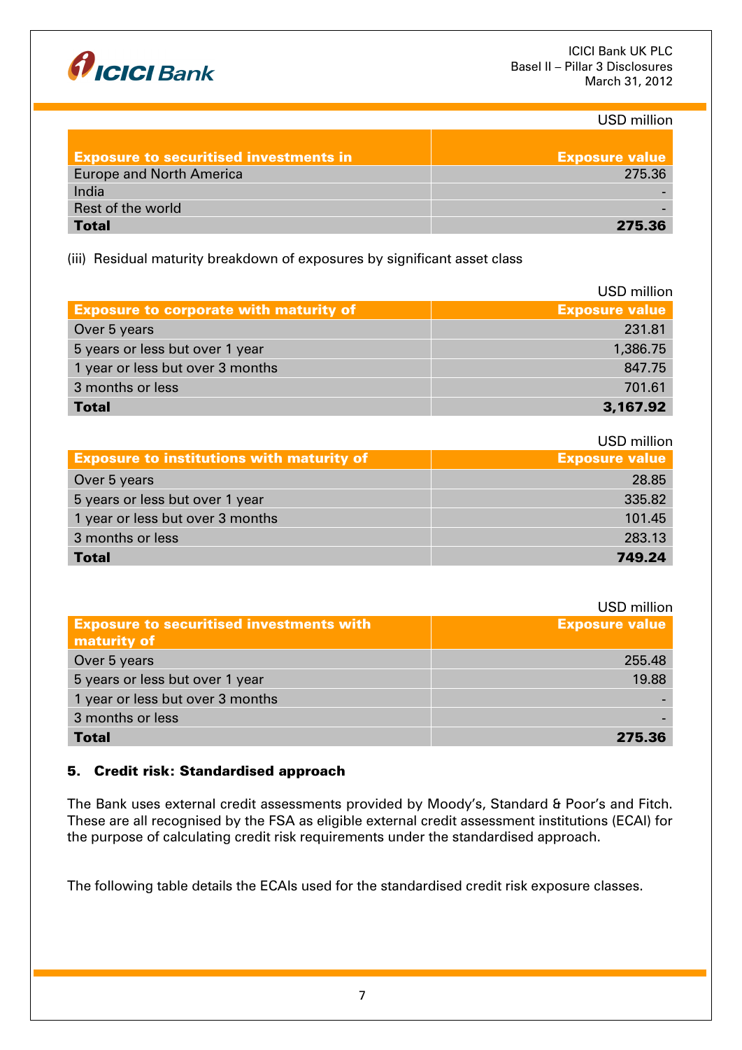USD million

| Exposure to securitised investments in | Exposure value |
|---|---|
| Europe and North America | 275.36 |
| India | - |
| Rest of the world | - |
| **Total** | **275.36** |

(iii) Residual maturity breakdown of exposures by significant asset class

USD million

| Exposure to corporate with maturity of | Exposure value |
|---|---|
| Over 5 years | 231.81 |
| 5 years or less but over 1 year | 1,386.75 |
| 1 year or less but over 3 months | 847.75 |
| 3 months or less | 701.61 |
| **Total** | **3,167.92** |

USD million

| Exposure to institutions with maturity of | Exposure value |
|---|---|
| Over 5 years | 28.85 |
| 5 years or less but over 1 year | 335.82 |
| 1 year or less but over 3 months | 101.45 |
| 3 months or less | 283.13 |
| **Total** | **749.24** |

USD million

| Exposure to securitised investments with maturity of | Exposure value |
|---|---|
| Over 5 years | 255.48 |
| 5 years or less but over 1 year | 19.88 |
| 1 year or less but over 3 months | - |
| 3 months or less | - |
| **Total** | **275.36** |

## 5. Credit risk: Standardised approach

The Bank uses external credit assessments provided by Moody's, Standard & Poor's and Fitch. These are all recognised by the FSA as eligible external credit assessment institutions (ECAI) for the purpose of calculating credit risk requirements under the standardised approach.

The following table details the ECAIs used for the standardised credit risk exposure classes.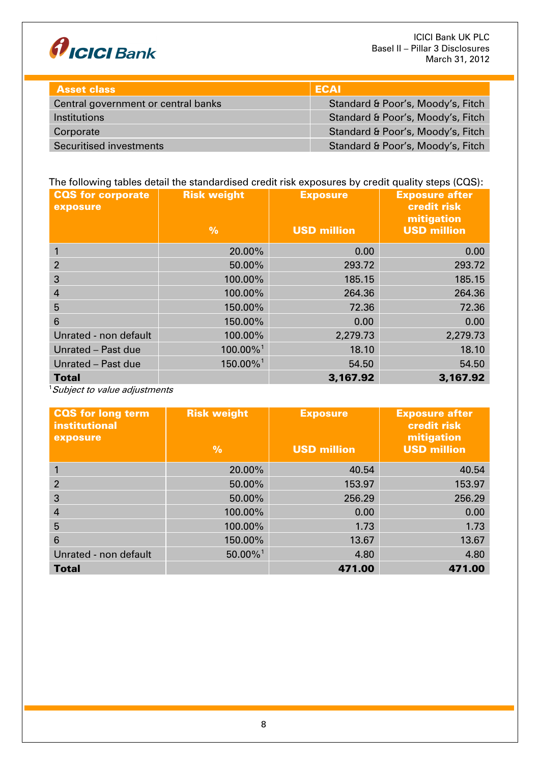| Asset class | ECAI |
|---|---|
| Central government or central banks | Standard & Poor's, Moody's, Fitch |
| Institutions | Standard & Poor's, Moody's, Fitch |
| Corporate | Standard & Poor's, Moody's, Fitch |
| Securitised investments | Standard & Poor's, Moody's, Fitch |

The following tables detail the standardised credit risk exposures by credit quality steps (CQS):

| CQS for corporate exposure | Risk weight % | Exposure USD million | Exposure after credit risk mitigation USD million |
|---|---|---|---|
| 1 | 20.00% | 0.00 | 0.00 |
| 2 | 50.00% | 293.72 | 293.72 |
| 3 | 100.00% | 185.15 | 185.15 |
| 4 | 100.00% | 264.36 | 264.36 |
| 5 | 150.00% | 72.36 | 72.36 |
| 6 | 150.00% | 0.00 | 0.00 |
| Unrated - non default | 100.00% | 2,279.73 | 2,279.73 |
| Unrated – Past due | 100.00%[1] | 18.10 | 18.10 |
| Unrated – Past due | 150.00%[1] | 54.50 | 54.50 |
| **Total** | | **3,167.92** | **3,167.92** |

[1]*Subject to value adjustments*

| CQS for long term institutional exposure | Risk weight % | Exposure USD million | Exposure after credit risk mitigation USD million |
|---|---|---|---|
| 1 | 20.00% | 40.54 | 40.54 |
| 2 | 50.00% | 153.97 | 153.97 |
| 3 | 50.00% | 256.29 | 256.29 |
| 4 | 100.00% | 0.00 | 0.00 |
| 5 | 100.00% | 1.73 | 1.73 |
| 6 | 150.00% | 13.67 | 13.67 |
| Unrated - non default | 50.00%[1] | 4.80 | 4.80 |
| **Total** | | **471.00** | **471.00** |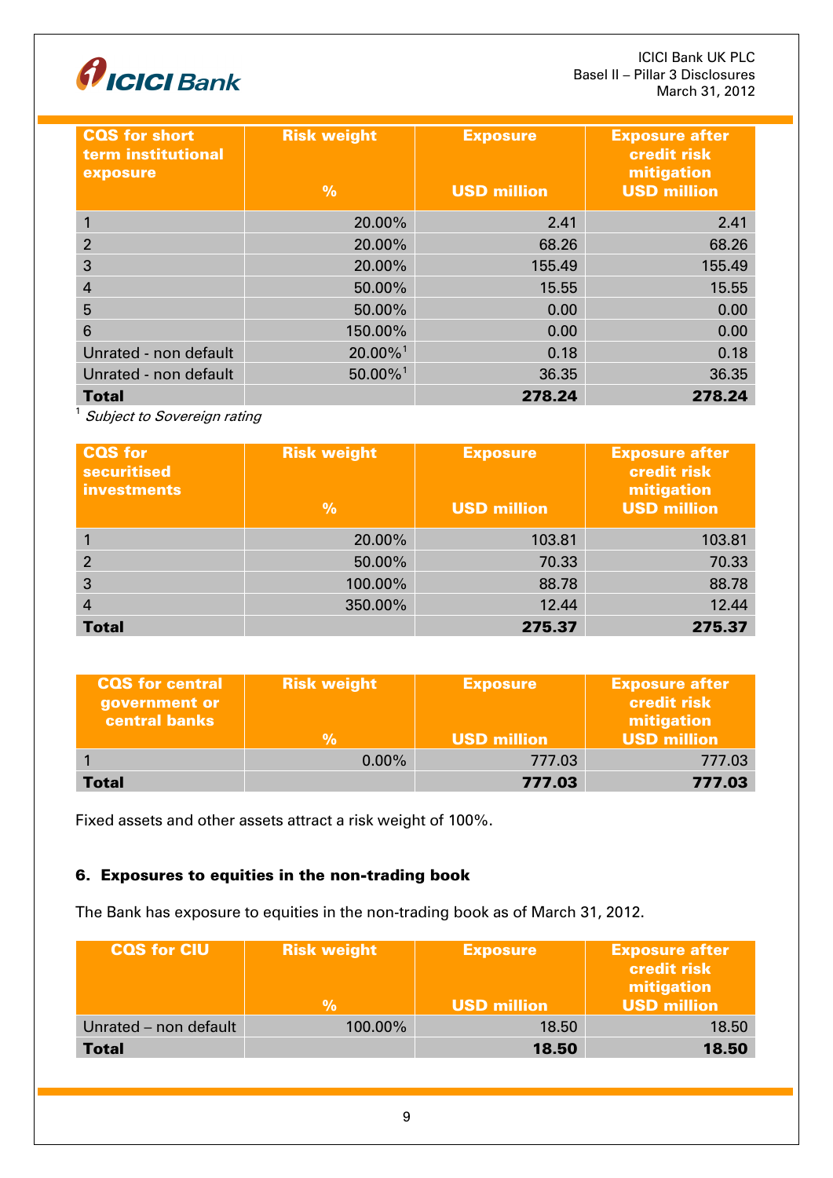| CQS for short term institutional exposure | Risk weight<br>% | Exposure<br>USD million | Exposure after credit risk mitigation<br>USD million |
|---|---|---|---|
| 1 | 20.00% | 2.41 | 2.41 |
| 2 | 20.00% | 68.26 | 68.26 |
| 3 | 20.00% | 155.49 | 155.49 |
| 4 | 50.00% | 15.55 | 15.55 |
| 5 | 50.00% | 0.00 | 0.00 |
| 6 | 150.00% | 0.00 | 0.00 |
| Unrated - non default | 20.00%[1] | 0.18 | 0.18 |
| Unrated - non default | 50.00%[1] | 36.35 | 36.35 |
| **Total** | | **278.24** | **278.24** |

[1] *Subject to Sovereign rating*

| CQS for securitised investments | Risk weight<br>% | Exposure<br>USD million | Exposure after credit risk mitigation<br>USD million |
|---|---|---|---|
| 1 | 20.00% | 103.81 | 103.81 |
| 2 | 50.00% | 70.33 | 70.33 |
| 3 | 100.00% | 88.78 | 88.78 |
| 4 | 350.00% | 12.44 | 12.44 |
| **Total** | | **275.37** | **275.37** |

| CQS for central government or central banks | Risk weight<br>% | Exposure<br>USD million | Exposure after credit risk mitigation<br>USD million |
|---|---|---|---|
| 1 | 0.00% | 777.03 | 777.03 |
| **Total** | | **777.03** | **777.03** |

Fixed assets and other assets attract a risk weight of 100%.

### 6. Exposures to equities in the non-trading book

The Bank has exposure to equities in the non-trading book as of March 31, 2012.

| CQS for CIU | Risk weight<br>% | Exposure<br>USD million | Exposure after credit risk mitigation<br>USD million |
|---|---|---|---|
| Unrated – non default | 100.00% | 18.50 | 18.50 |
| **Total** | | **18.50** | **18.50** |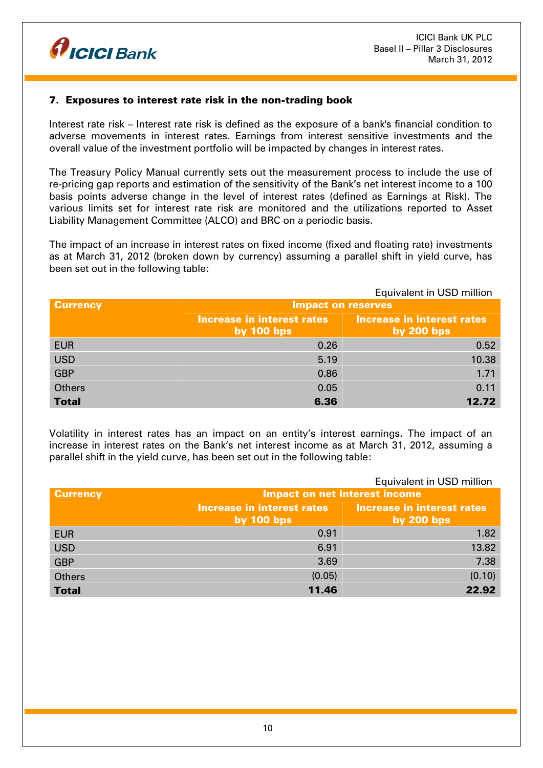## 7. Exposures to interest rate risk in the non-trading book

Interest rate risk – Interest rate risk is defined as the exposure of a bank's financial condition to adverse movements in interest rates. Earnings from interest sensitive investments and the overall value of the investment portfolio will be impacted by changes in interest rates.

The Treasury Policy Manual currently sets out the measurement process to include the use of re-pricing gap reports and estimation of the sensitivity of the Bank's net interest income to a 100 basis points adverse change in the level of interest rates (defined as Earnings at Risk). The various limits set for interest rate risk are monitored and the utilizations reported to Asset Liability Management Committee (ALCO) and BRC on a periodic basis.

The impact of an increase in interest rates on fixed income (fixed and floating rate) investments as at March 31, 2012 (broken down by currency) assuming a parallel shift in yield curve, has been set out in the following table:

Equivalent in USD million

| Currency | Impact on reserves | |
|---|---|---|
| | Increase in interest rates by 100 bps | Increase in interest rates by 200 bps |
| EUR | 0.26 | 0.52 |
| USD | 5.19 | 10.38 |
| GBP | 0.86 | 1.71 |
| Others | 0.05 | 0.11 |
| **Total** | **6.36** | **12.72** |

Volatility in interest rates has an impact on an entity's interest earnings. The impact of an increase in interest rates on the Bank's net interest income as at March 31, 2012, assuming a parallel shift in the yield curve, has been set out in the following table:

Equivalent in USD million

| Currency | Impact on net interest income | |
|---|---|---|
| | Increase in interest rates by 100 bps | Increase in interest rates by 200 bps |
| EUR | 0.91 | 1.82 |
| USD | 6.91 | 13.82 |
| GBP | 3.69 | 7.38 |
| Others | (0.05) | (0.10) |
| **Total** | **11.46** | **22.92** |